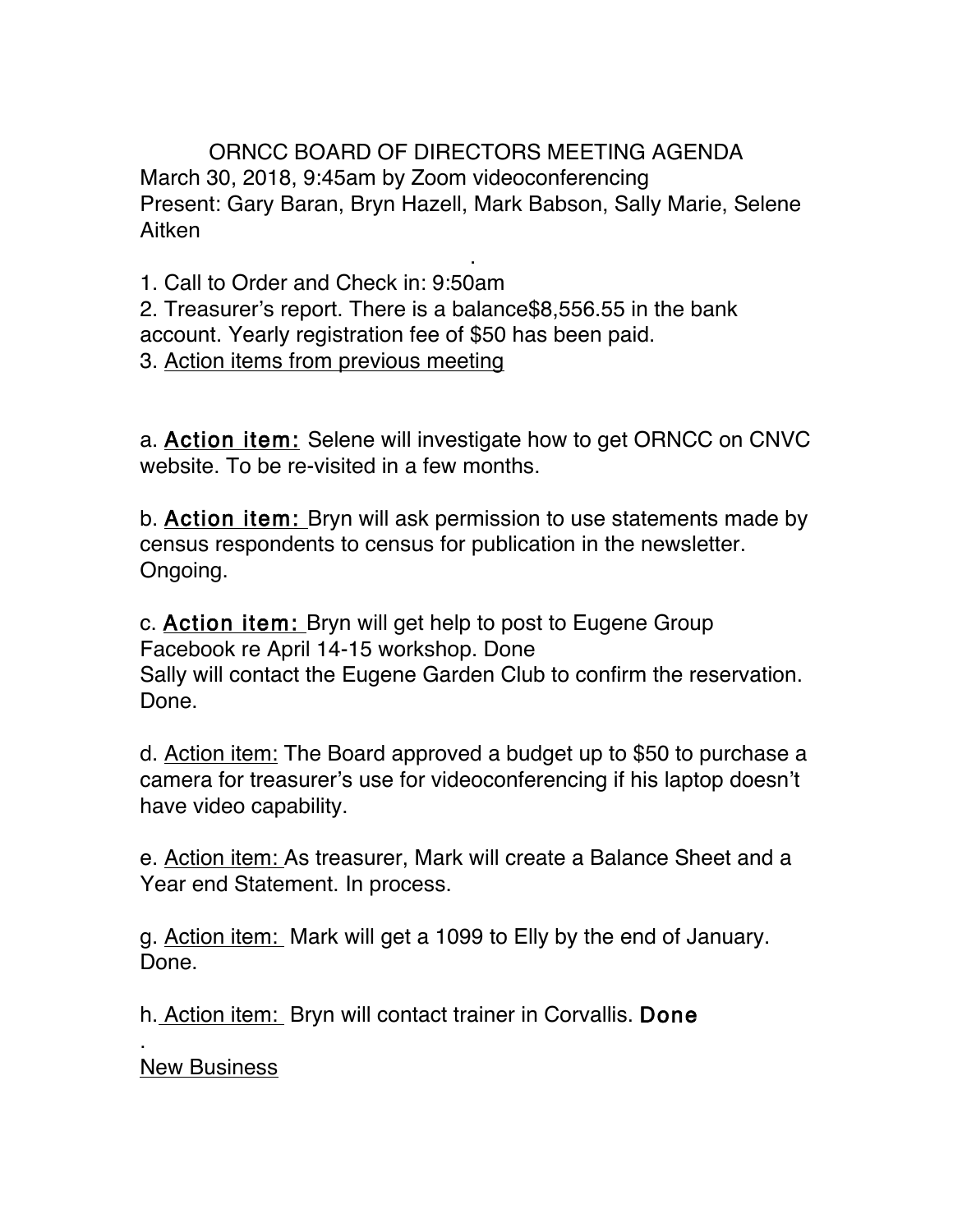# ORNCC BOARD OF DIRECTORS MEETING AGENDA

March 30, 2018, 9:45am by Zoom videoconferencing
Present: Gary Baran, Bryn Hazell, Mark Babson, Sally Marie, Selene Aitken

.

1. Call to Order and Check in: 9:50am
2. Treasurer's report. There is a balance$8,556.55 in the bank account. Yearly registration fee of $50 has been paid.
3. Action items from previous meeting

a. **Action item:** Selene will investigate how to get ORNCC on CNVC website. To be re-visited in a few months.

b. **Action item:** Bryn will ask permission to use statements made by census respondents to census for publication in the newsletter. Ongoing.

c. **Action item:** Bryn will get help to post to Eugene Group Facebook re April 14-15 workshop. Done
Sally will contact the Eugene Garden Club to confirm the reservation. Done.

d. Action item: The Board approved a budget up to $50 to purchase a camera for treasurer's use for videoconferencing if his laptop doesn't have video capability.

e. Action item: As treasurer, Mark will create a Balance Sheet and a Year end Statement. In process.

g. Action item: Mark will get a 1099 to Elly by the end of January. Done.

h. Action item: Bryn will contact trainer in Corvallis. **Done**

.

New Business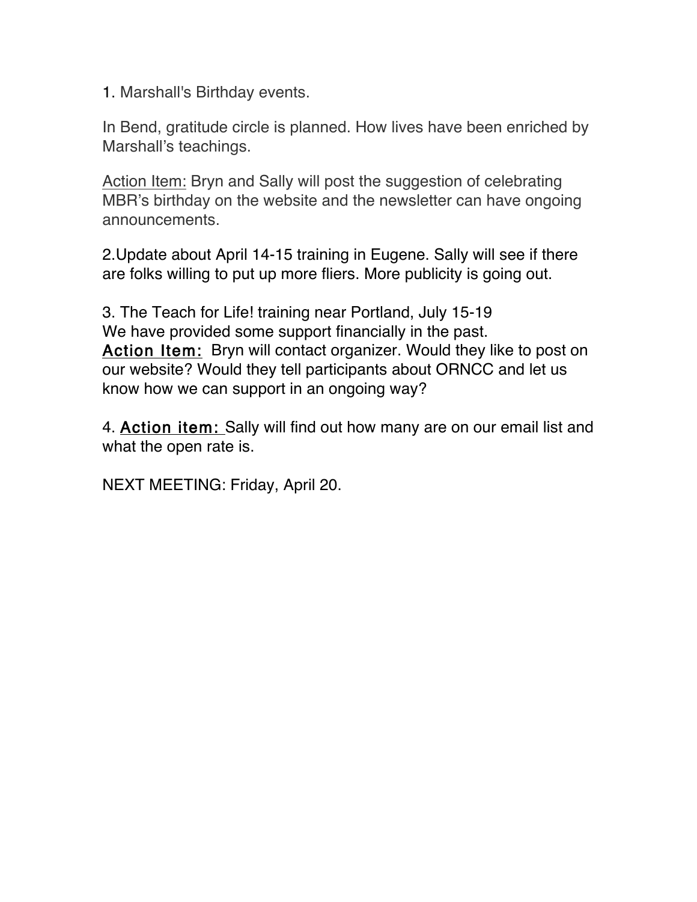1. Marshall's Birthday events.

In Bend, gratitude circle is planned. How lives have been enriched by Marshall's teachings.

<u>Action Item:</u> Bryn and Sally will post the suggestion of celebrating MBR's birthday on the website and the newsletter can have ongoing announcements.

2.Update about April 14-15 training in Eugene. Sally will see if there are folks willing to put up more fliers. More publicity is going out.

3. The Teach for Life! training near Portland, July 15-19
We have provided some support financially in the past.
<u>Action Item:</u> Bryn will contact organizer. Would they like to post on our website? Would they tell participants about ORNCC and let us know how we can support in an ongoing way?

4. <u>Action item:</u> Sally will find out how many are on our email list and what the open rate is.

NEXT MEETING: Friday, April 20.